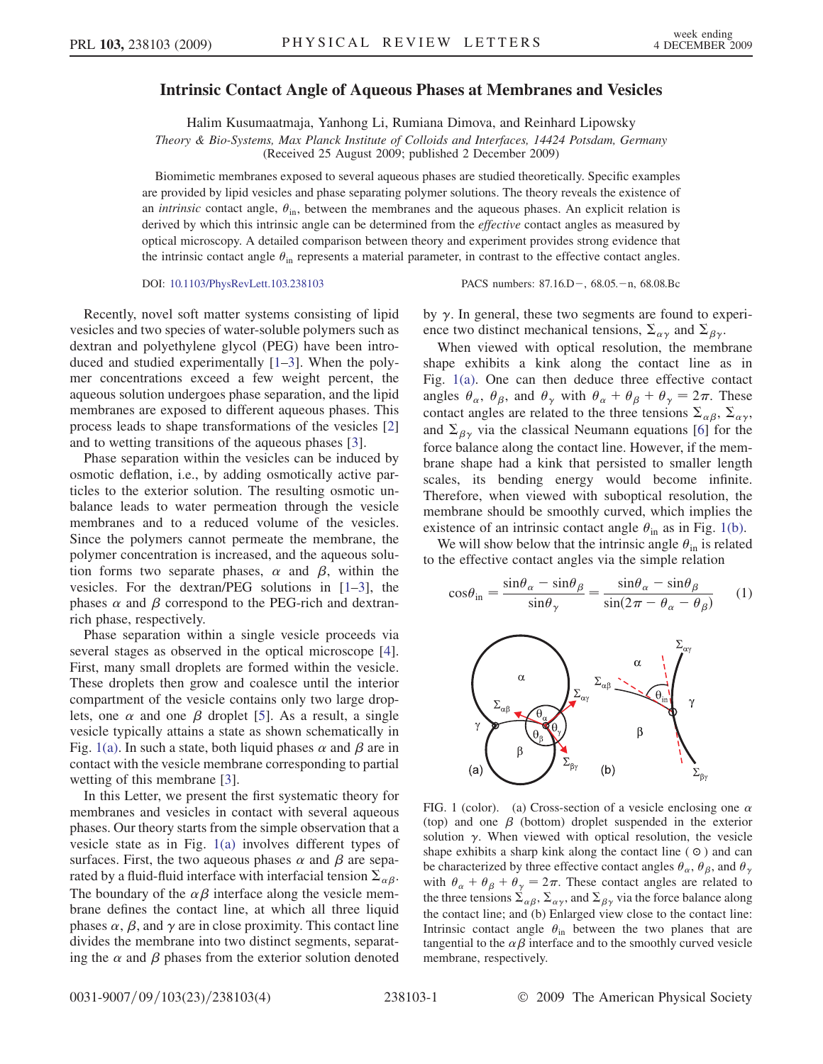# Intrinsic Contact Angle of Aqueous Phases at Membranes and Vesicles

Halim Kusumaatmaja, Yanhong Li, Rumiana Dimova, and Reinhard Lipowsky

*Theory & Bio-Systems, Max Planck Institute of Colloids and Interfaces, 14424 Potsdam, Germany*

(Received 25 August 2009; published 2 December 2009)

Biomimetic membranes exposed to several aqueous phases are studied theoretically. Specific examples are provided by lipid vesicles and phase separating polymer solutions. The theory reveals the existence of an *intrinsic* contact angle, $\theta_{\rm in}$, between the membranes and the aqueous phases. An explicit relation is derived by which this intrinsic angle can be determined from the *effective* contact angles as measured by optical microscopy. A detailed comparison between theory and experiment provides strong evidence that the intrinsic contact angle $\theta_{\rm in}$ represents a material parameter, in contrast to the effective contact angles.

DOI: 10.1103/PhysRevLett.103.238103 PACS numbers: 87.16.D−, 68.05.−n, 68.08.Bc

Recently, novel soft matter systems consisting of lipid vesicles and two species of water-soluble polymers such as dextran and polyethylene glycol (PEG) have been introduced and studied experimentally [1–3]. When the polymer concentrations exceed a few weight percent, the aqueous solution undergoes phase separation, and the lipid membranes are exposed to different aqueous phases. This process leads to shape transformations of the vesicles [2] and to wetting transitions of the aqueous phases [3].

Phase separation within the vesicles can be induced by osmotic deflation, i.e., by adding osmotically active particles to the exterior solution. The resulting osmotic unbalance leads to water permeation through the vesicle membranes and to a reduced volume of the vesicles. Since the polymers cannot permeate the membrane, the polymer concentration is increased, and the aqueous solution forms two separate phases, $\alpha$ and $\beta$, within the vesicles. For the dextran/PEG solutions in [1–3], the phases $\alpha$ and $\beta$ correspond to the PEG-rich and dextran-rich phase, respectively.

Phase separation within a single vesicle proceeds via several stages as observed in the optical microscope [4]. First, many small droplets are formed within the vesicle. These droplets then grow and coalesce until the interior compartment of the vesicle contains only two large droplets, one $\alpha$ and one $\beta$ droplet [5]. As a result, a single vesicle typically attains a state as shown schematically in Fig. 1(a). In such a state, both liquid phases $\alpha$ and $\beta$ are in contact with the vesicle membrane corresponding to partial wetting of this membrane [3].

In this Letter, we present the first systematic theory for membranes and vesicles in contact with several aqueous phases. Our theory starts from the simple observation that a vesicle state as in Fig. 1(a) involves different types of surfaces. First, the two aqueous phases $\alpha$ and $\beta$ are separated by a fluid-fluid interface with interfacial tension $\Sigma_{\alpha\beta}$. The boundary of the $\alpha\beta$ interface along the vesicle membrane defines the contact line, at which all three liquid phases $\alpha$, $\beta$, and $\gamma$ are in close proximity. This contact line divides the membrane into two distinct segments, separating the $\alpha$ and $\beta$ phases from the exterior solution denoted by $\gamma$. In general, these two segments are found to experience two distinct mechanical tensions, $\Sigma_{\alpha\gamma}$ and $\Sigma_{\beta\gamma}$.

When viewed with optical resolution, the membrane shape exhibits a kink along the contact line as in Fig. 1(a). One can then deduce three effective contact angles $\theta_\alpha$, $\theta_\beta$, and $\theta_\gamma$ with $\theta_\alpha + \theta_\beta + \theta_\gamma = 2\pi$. These contact angles are related to the three tensions $\Sigma_{\alpha\beta}$, $\Sigma_{\alpha\gamma}$, and $\Sigma_{\beta\gamma}$ via the classical Neumann equations [6] for the force balance along the contact line. However, if the membrane shape had a kink that persisted to smaller length scales, its bending energy would become infinite. Therefore, when viewed with suboptical resolution, the membrane should be smoothly curved, which implies the existence of an intrinsic contact angle $\theta_{\rm in}$ as in Fig. 1(b).

We will show below that the intrinsic angle $\theta_{\rm in}$ is related to the effective contact angles via the simple relation

$$\cos\theta_{\rm in} = \frac{\sin\theta_\alpha - \sin\theta_\beta}{\sin\theta_\gamma} = \frac{\sin\theta_\alpha - \sin\theta_\beta}{\sin(2\pi - \theta_\alpha - \theta_\beta)} \qquad (1)$$

FIG. 1 (color). (a) Cross-section of a vesicle enclosing one $\alpha$ (top) and one $\beta$ (bottom) droplet suspended in the exterior solution $\gamma$. When viewed with optical resolution, the vesicle shape exhibits a sharp kink along the contact line ( ⊙ ) and can be characterized by three effective contact angles $\theta_\alpha$, $\theta_\beta$, and $\theta_\gamma$ with $\theta_\alpha + \theta_\beta + \theta_\gamma = 2\pi$. These contact angles are related to the three tensions $\Sigma_{\alpha\beta}$, $\Sigma_{\alpha\gamma}$, and $\Sigma_{\beta\gamma}$ via the force balance along the contact line; and (b) Enlarged view close to the contact line: Intrinsic contact angle $\theta_{\rm in}$ between the two planes that are tangential to the $\alpha\beta$ interface and to the smoothly curved vesicle membrane, respectively.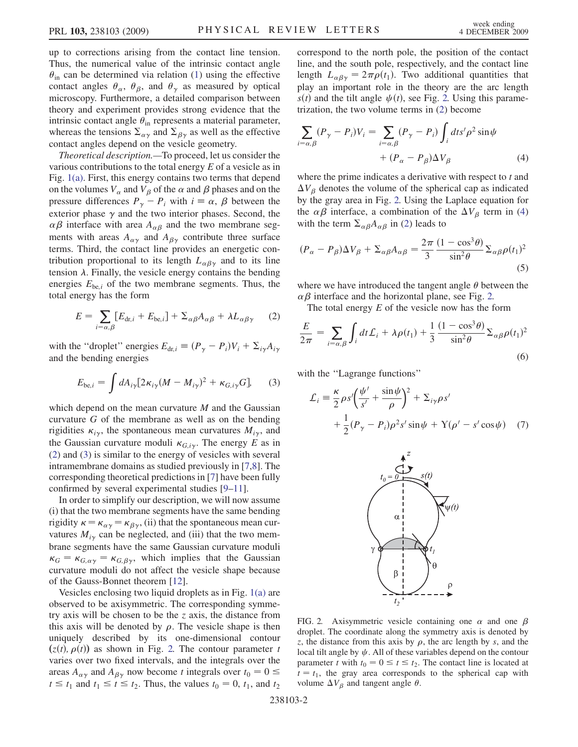up to corrections arising from the contact line tension. Thus, the numerical value of the intrinsic contact angle $\theta_{\rm in}$ can be determined via relation (1) using the effective contact angles $\theta_\alpha$, $\theta_\beta$, and $\theta_\gamma$ as measured by optical microscopy. Furthermore, a detailed comparison between theory and experiment provides strong evidence that the intrinsic contact angle $\theta_{\rm in}$ represents a material parameter, whereas the tensions $\Sigma_{\alpha\gamma}$ and $\Sigma_{\beta\gamma}$ as well as the effective contact angles depend on the vesicle geometry.

*Theoretical description.*—To proceed, let us consider the various contributions to the total energy $E$ of a vesicle as in Fig. 1(a). First, this energy contains two terms that depend on the volumes $V_\alpha$ and $V_\beta$ of the $\alpha$ and $\beta$ phases and on the pressure differences $P_\gamma - P_i$ with $i \equiv \alpha, \beta$ between the exterior phase $\gamma$ and the two interior phases. Second, the $\alpha\beta$ interface with area $A_{\alpha\beta}$ and the two membrane segments with areas $A_{\alpha\gamma}$ and $A_{\beta\gamma}$ contribute three surface terms. Third, the contact line provides an energetic contribution proportional to its length $L_{\alpha\beta\gamma}$ and to its line tension $\lambda$. Finally, the vesicle energy contains the bending energies $E_{{\rm be},i}$ of the two membrane segments. Thus, the total energy has the form

$$E = \sum_{i=\alpha,\beta} [E_{{\rm dr},i} + E_{{\rm be},i}] + \Sigma_{\alpha\beta} A_{\alpha\beta} + \lambda L_{\alpha\beta\gamma} \tag{2}$$

with the "droplet" energies $E_{{\rm dr},i} \equiv (P_\gamma - P_i)V_i + \Sigma_{i\gamma} A_{i\gamma}$ and the bending energies

$$E_{{\rm be},i} = \int dA_{i\gamma} [2\kappa_{i\gamma}(M - M_{i\gamma})^2 + \kappa_{G,i\gamma} G], \tag{3}$$

which depend on the mean curvature $M$ and the Gaussian curvature $G$ of the membrane as well as on the bending rigidities $\kappa_{i\gamma}$, the spontaneous mean curvatures $M_{i\gamma}$, and the Gaussian curvature moduli $\kappa_{G,i\gamma}$. The energy $E$ as in (2) and (3) is similar to the energy of vesicles with several intramembrane domains as studied previously in [7,8]. The corresponding theoretical predictions in [7] have been fully confirmed by several experimental studies [9–11].

In order to simplify our description, we will now assume (i) that the two membrane segments have the same bending rigidity $\kappa = \kappa_{\alpha\gamma} = \kappa_{\beta\gamma}$, (ii) that the spontaneous mean curvatures $M_{i\gamma}$ can be neglected, and (iii) that the two membrane segments have the same Gaussian curvature moduli $\kappa_G = \kappa_{G,\alpha\gamma} = \kappa_{G,\beta\gamma}$, which implies that the Gaussian curvature moduli do not affect the vesicle shape because of the Gauss-Bonnet theorem [12].

Vesicles enclosing two liquid droplets as in Fig. 1(a) are observed to be axisymmetric. The corresponding symmetry axis will be chosen to be the $z$ axis, the distance from this axis will be denoted by $\rho$. The vesicle shape is then uniquely described by its one-dimensional contour $(z(t), \rho(t))$ as shown in Fig. 2. The contour parameter $t$ varies over two fixed intervals, and the integrals over the areas $A_{\alpha\gamma}$ and $A_{\beta\gamma}$ now become $t$ integrals over $t_0 = 0 \leq t \leq t_1$ and $t_1 \leq t \leq t_2$. Thus, the values $t_0 = 0$, $t_1$, and $t_2$ correspond to the north pole, the position of the contact line, and the south pole, respectively, and the contact line length $L_{\alpha\beta\gamma} = 2\pi\rho(t_1)$. Two additional quantities that play an important role in the theory are the arc length $s(t)$ and the tilt angle $\psi(t)$, see Fig. 2. Using this parametrization, the two volume terms in (2) become

$$\sum_{i=\alpha,\beta} (P_\gamma - P_i)V_i = \sum_{i=\alpha,\beta} (P_\gamma - P_i) \int_i dt s' \rho^2 \sin\psi + (P_\alpha - P_\beta)\Delta V_\beta \tag{4}$$

where the prime indicates a derivative with respect to $t$ and $\Delta V_\beta$ denotes the volume of the spherical cap as indicated by the gray area in Fig. 2. Using the Laplace equation for the $\alpha\beta$ interface, a combination of the $\Delta V_\beta$ term in (4) with the term $\Sigma_{\alpha\beta} A_{\alpha\beta}$ in (2) leads to

$$(P_\alpha - P_\beta)\Delta V_\beta + \Sigma_{\alpha\beta} A_{\alpha\beta} = \frac{2\pi}{3} \frac{(1 - \cos^3\theta)}{\sin^2\theta} \Sigma_{\alpha\beta} \rho(t_1)^2 \tag{5}$$

where we have introduced the tangent angle $\theta$ between the $\alpha\beta$ interface and the horizontal plane, see Fig. 2.

The total energy $E$ of the vesicle now has the form

$$\frac{E}{2\pi} = \sum_{i=\alpha,\beta} \int_i dt \mathcal{L}_i + \lambda\rho(t_1) + \frac{1}{3} \frac{(1 - \cos^3\theta)}{\sin^2\theta} \Sigma_{\alpha\beta} \rho(t_1)^2 \tag{6}$$

with the "Lagrange functions"

$$\mathcal{L}_i \equiv \frac{\kappa}{2} \rho s' \left( \frac{\psi'}{s'} + \frac{\sin\psi}{\rho} \right)^2 + \Sigma_{i\gamma} \rho s' + \frac{1}{2}(P_\gamma - P_i)\rho^2 s' \sin\psi + \Upsilon(\rho' - s' \cos\psi) \tag{7}$$

FIG. 2. Axisymmetric vesicle containing one $\alpha$ and one $\beta$ droplet. The coordinate along the symmetry axis is denoted by $z$, the distance from this axis by $\rho$, the arc length by $s$, and the local tilt angle by $\psi$. All of these variables depend on the contour parameter $t$ with $t_0 = 0 \leq t \leq t_2$. The contact line is located at $t = t_1$, the gray area corresponds to the spherical cap with volume $\Delta V_\beta$ and tangent angle $\theta$.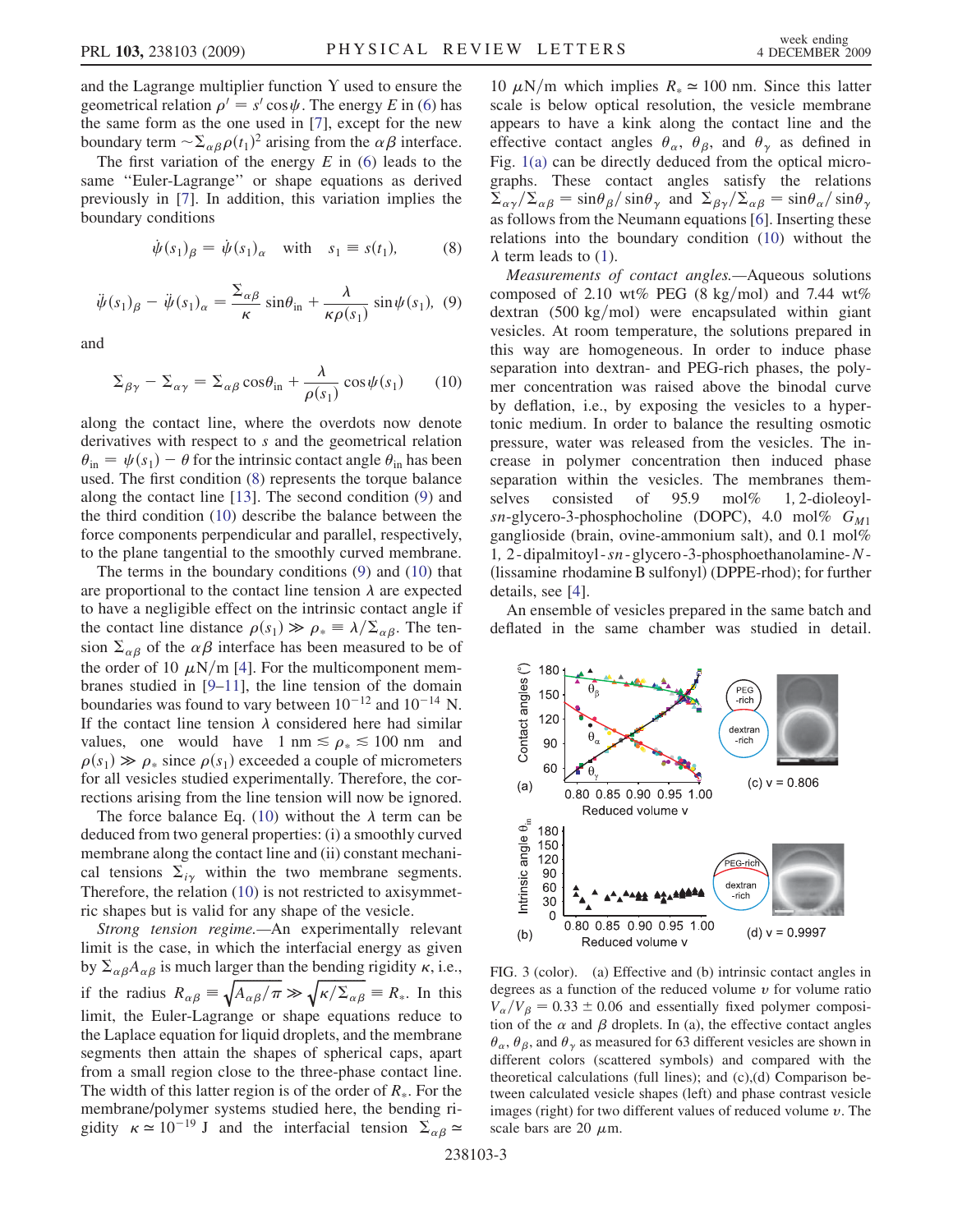and the Lagrange multiplier function $\Upsilon$ used to ensure the geometrical relation $\rho' = s' \cos\psi$. The energy $E$ in (6) has the same form as the one used in [7], except for the new boundary term $\sim \Sigma_{\alpha\beta}\rho(t_1)^2$ arising from the $\alpha\beta$ interface.

The first variation of the energy $E$ in (6) leads to the same "Euler-Lagrange" or shape equations as derived previously in [7]. In addition, this variation implies the boundary conditions

$$\dot{\psi}(s_1)_\beta = \dot{\psi}(s_1)_\alpha \quad \text{with} \quad s_1 \equiv s(t_1), \tag{8}$$

$$\ddot{\psi}(s_1)_\beta - \ddot{\psi}(s_1)_\alpha = \frac{\Sigma_{\alpha\beta}}{\kappa}\sin\theta_{\text{in}} + \frac{\lambda}{\kappa\rho(s_1)}\sin\psi(s_1), \tag{9}$$

and

$$\Sigma_{\beta\gamma} - \Sigma_{\alpha\gamma} = \Sigma_{\alpha\beta}\cos\theta_{\text{in}} + \frac{\lambda}{\rho(s_1)}\cos\psi(s_1) \tag{10}$$

along the contact line, where the overdots now denote derivatives with respect to $s$ and the geometrical relation $\theta_{\text{in}} = \psi(s_1) - \theta$ for the intrinsic contact angle $\theta_{\text{in}}$ has been used. The first condition (8) represents the torque balance along the contact line [13]. The second condition (9) and the third condition (10) describe the balance between the force components perpendicular and parallel, respectively, to the plane tangential to the smoothly curved membrane.

The terms in the boundary conditions (9) and (10) that are proportional to the contact line tension $\lambda$ are expected to have a negligible effect on the intrinsic contact angle if the contact line distance $\rho(s_1) \gg \rho_* \equiv \lambda/\Sigma_{\alpha\beta}$. The tension $\Sigma_{\alpha\beta}$ of the $\alpha\beta$ interface has been measured to be of the order of 10 $\mu$N/m [4]. For the multicomponent membranes studied in [9–11], the line tension of the domain boundaries was found to vary between $10^{-12}$ and $10^{-14}$ N. If the contact line tension $\lambda$ considered here had similar values, one would have 1 nm $\lesssim \rho_* \lesssim$ 100 nm and $\rho(s_1) \gg \rho_*$ since $\rho(s_1)$ exceeded a couple of micrometers for all vesicles studied experimentally. Therefore, the corrections arising from the line tension will now be ignored.

The force balance Eq. (10) without the $\lambda$ term can be deduced from two general properties: (i) a smoothly curved membrane along the contact line and (ii) constant mechanical tensions $\Sigma_{i\gamma}$ within the two membrane segments. Therefore, the relation (10) is not restricted to axisymmetric shapes but is valid for any shape of the vesicle.

*Strong tension regime.*—An experimentally relevant limit is the case, in which the interfacial energy as given by $\Sigma_{\alpha\beta}A_{\alpha\beta}$ is much larger than the bending rigidity $\kappa$, i.e., if the radius $R_{\alpha\beta} \equiv \sqrt{A_{\alpha\beta}/\pi} \gg \sqrt{\kappa/\Sigma_{\alpha\beta}} \equiv R_*$. In this limit, the Euler-Lagrange or shape equations reduce to the Laplace equation for liquid droplets, and the membrane segments then attain the shapes of spherical caps, apart from a small region close to the three-phase contact line. The width of this latter region is of the order of $R_*$. For the membrane/polymer systems studied here, the bending rigidity $\kappa \simeq 10^{-19}$ J and the interfacial tension $\Sigma_{\alpha\beta} \simeq$ 10 $\mu$N/m which implies $R_* \simeq 100$ nm. Since this latter scale is below optical resolution, the vesicle membrane appears to have a kink along the contact line and the effective contact angles $\theta_\alpha$, $\theta_\beta$, and $\theta_\gamma$ as defined in Fig. 1(a) can be directly deduced from the optical micrographs. These contact angles satisfy the relations $\Sigma_{\alpha\gamma}/\Sigma_{\alpha\beta} = \sin\theta_\beta/\sin\theta_\gamma$ and $\Sigma_{\beta\gamma}/\Sigma_{\alpha\beta} = \sin\theta_\alpha/\sin\theta_\gamma$ as follows from the Neumann equations [6]. Inserting these relations into the boundary condition (10) without the $\lambda$ term leads to (1).

*Measurements of contact angles.*—Aqueous solutions composed of 2.10 wt% PEG (8 kg/mol) and 7.44 wt% dextran (500 kg/mol) were encapsulated within giant vesicles. At room temperature, the solutions prepared in this way are homogeneous. In order to induce phase separation into dextran- and PEG-rich phases, the polymer concentration was raised above the binodal curve by deflation, i.e., by exposing the vesicles to a hypertonic medium. In order to balance the resulting osmotic pressure, water was released from the vesicles. The increase in polymer concentration then induced phase separation within the vesicles. The membranes themselves consisted of 95.9 mol% 1,2-dioleoyl-*sn*-glycero-3-phosphocholine (DOPC), 4.0 mol% $G_{M1}$ ganglioside (brain, ovine-ammonium salt), and 0.1 mol% 1,2-dipalmitoyl-*sn*-glycero-3-phosphoethanolamine-*N*-(lissamine rhodamine B sulfonyl) (DPPE-rhod); for further details, see [4].

An ensemble of vesicles prepared in the same batch and deflated in the same chamber was studied in detail.

FIG. 3 (color). (a) Effective and (b) intrinsic contact angles in degrees as a function of the reduced volume $v$ for volume ratio $V_\alpha/V_\beta = 0.33 \pm 0.06$ and essentially fixed polymer composition of the $\alpha$ and $\beta$ droplets. In (a), the effective contact angles $\theta_\alpha$, $\theta_\beta$, and $\theta_\gamma$ as measured for 63 different vesicles are shown in different colors (scattered symbols) and compared with the theoretical calculations (full lines); and (c),(d) Comparison between calculated vesicle shapes (left) and phase contrast vesicle images (right) for two different values of reduced volume $v$. The scale bars are 20 $\mu$m.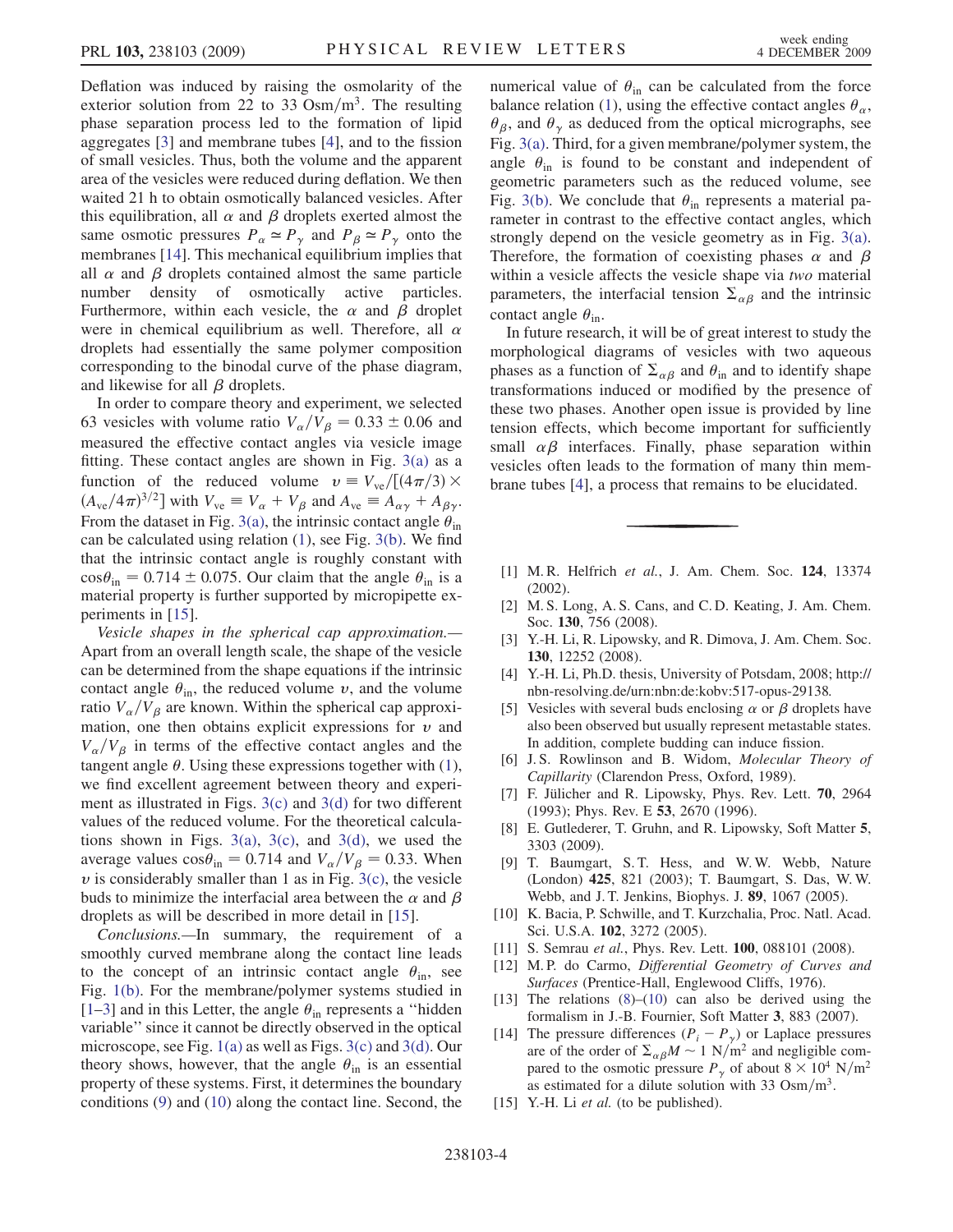Deflation was induced by raising the osmolarity of the exterior solution from 22 to 33 $\mathrm{Osm/m^3}$. The resulting phase separation process led to the formation of lipid aggregates [3] and membrane tubes [4], and to the fission of small vesicles. Thus, both the volume and the apparent area of the vesicles were reduced during deflation. We then waited 21 h to obtain osmotically balanced vesicles. After this equilibration, all $\alpha$ and $\beta$ droplets exerted almost the same osmotic pressures $P_\alpha \simeq P_\gamma$ and $P_\beta \simeq P_\gamma$ onto the membranes [14]. This mechanical equilibrium implies that all $\alpha$ and $\beta$ droplets contained almost the same particle number density of osmotically active particles. Furthermore, within each vesicle, the $\alpha$ and $\beta$ droplet were in chemical equilibrium as well. Therefore, all $\alpha$ droplets had essentially the same polymer composition corresponding to the binodal curve of the phase diagram, and likewise for all $\beta$ droplets.

In order to compare theory and experiment, we selected 63 vesicles with volume ratio $V_\alpha/V_\beta = 0.33 \pm 0.06$ and measured the effective contact angles via vesicle image fitting. These contact angles are shown in Fig. 3(a) as a function of the reduced volume $v \equiv V_{\mathrm{ve}}/[(4\pi/3) \times (A_{\mathrm{ve}}/4\pi)^{3/2}]$ with $V_{\mathrm{ve}} \equiv V_\alpha + V_\beta$ and $A_{\mathrm{ve}} \equiv A_{\alpha\gamma} + A_{\beta\gamma}$. From the dataset in Fig. 3(a), the intrinsic contact angle $\theta_{\mathrm{in}}$ can be calculated using relation (1), see Fig. 3(b). We find that the intrinsic contact angle is roughly constant with $\cos\theta_{\mathrm{in}} = 0.714 \pm 0.075$. Our claim that the angle $\theta_{\mathrm{in}}$ is a material property is further supported by micropipette experiments in [15].

*Vesicle shapes in the spherical cap approximation.*— Apart from an overall length scale, the shape of the vesicle can be determined from the shape equations if the intrinsic contact angle $\theta_{\mathrm{in}}$, the reduced volume $v$, and the volume ratio $V_\alpha/V_\beta$ are known. Within the spherical cap approximation, one then obtains explicit expressions for $v$ and $V_\alpha/V_\beta$ in terms of the effective contact angles and the tangent angle $\theta$. Using these expressions together with (1), we find excellent agreement between theory and experiment as illustrated in Figs. 3(c) and 3(d) for two different values of the reduced volume. For the theoretical calculations shown in Figs. 3(a), 3(c), and 3(d), we used the average values $\cos\theta_{\mathrm{in}} = 0.714$ and $V_\alpha/V_\beta = 0.33$. When $v$ is considerably smaller than 1 as in Fig. 3(c), the vesicle buds to minimize the interfacial area between the $\alpha$ and $\beta$ droplets as will be described in more detail in [15].

*Conclusions.*—In summary, the requirement of a smoothly curved membrane along the contact line leads to the concept of an intrinsic contact angle $\theta_{\mathrm{in}}$, see Fig. 1(b). For the membrane/polymer systems studied in [1–3] and in this Letter, the angle $\theta_{\mathrm{in}}$ represents a "hidden variable" since it cannot be directly observed in the optical microscope, see Fig. 1(a) as well as Figs. 3(c) and 3(d). Our theory shows, however, that the angle $\theta_{\mathrm{in}}$ is an essential property of these systems. First, it determines the boundary conditions (9) and (10) along the contact line. Second, the numerical value of $\theta_{\mathrm{in}}$ can be calculated from the force balance relation (1), using the effective contact angles $\theta_\alpha$, $\theta_\beta$, and $\theta_\gamma$ as deduced from the optical micrographs, see Fig. 3(a). Third, for a given membrane/polymer system, the angle $\theta_{\mathrm{in}}$ is found to be constant and independent of geometric parameters such as the reduced volume, see Fig. 3(b). We conclude that $\theta_{\mathrm{in}}$ represents a material parameter in contrast to the effective contact angles, which strongly depend on the vesicle geometry as in Fig. 3(a). Therefore, the formation of coexisting phases $\alpha$ and $\beta$ within a vesicle affects the vesicle shape via *two* material parameters, the interfacial tension $\Sigma_{\alpha\beta}$ and the intrinsic contact angle $\theta_{\mathrm{in}}$.

In future research, it will be of great interest to study the morphological diagrams of vesicles with two aqueous phases as a function of $\Sigma_{\alpha\beta}$ and $\theta_{\mathrm{in}}$ and to identify shape transformations induced or modified by the presence of these two phases. Another open issue is provided by line tension effects, which become important for sufficiently small $\alpha\beta$ interfaces. Finally, phase separation within vesicles often leads to the formation of many thin membrane tubes [4], a process that remains to be elucidated.

---

[1] M. R. Helfrich *et al.*, J. Am. Chem. Soc. **124**, 13374 (2002).

[2] M. S. Long, A. S. Cans, and C. D. Keating, J. Am. Chem. Soc. **130**, 756 (2008).

[3] Y.-H. Li, R. Lipowsky, and R. Dimova, J. Am. Chem. Soc. **130**, 12252 (2008).

[4] Y.-H. Li, Ph.D. thesis, University of Potsdam, 2008; http://nbn-resolving.de/urn:nbn:de:kobv:517-opus-29138.

[5] Vesicles with several buds enclosing $\alpha$ or $\beta$ droplets have also been observed but usually represent metastable states. In addition, complete budding can induce fission.

[6] J. S. Rowlinson and B. Widom, *Molecular Theory of Capillarity* (Clarendon Press, Oxford, 1989).

[7] F. Jülicher and R. Lipowsky, Phys. Rev. Lett. **70**, 2964 (1993); Phys. Rev. E **53**, 2670 (1996).

[8] E. Gutlederer, T. Gruhn, and R. Lipowsky, Soft Matter **5**, 3303 (2009).

[9] T. Baumgart, S. T. Hess, and W. W. Webb, Nature (London) **425**, 821 (2003); T. Baumgart, S. Das, W. W. Webb, and J. T. Jenkins, Biophys. J. **89**, 1067 (2005).

[10] K. Bacia, P. Schwille, and T. Kurzchalia, Proc. Natl. Acad. Sci. U.S.A. **102**, 3272 (2005).

[11] S. Semrau *et al.*, Phys. Rev. Lett. **100**, 088101 (2008).

[12] M. P. do Carmo, *Differential Geometry of Curves and Surfaces* (Prentice-Hall, Englewood Cliffs, 1976).

[13] The relations (8)–(10) can also be derived using the formalism in J.-B. Fournier, Soft Matter **3**, 883 (2007).

[14] The pressure differences $(P_i - P_\gamma)$ or Laplace pressures are of the order of $\Sigma_{\alpha\beta}M \sim 1\ \mathrm{N/m^2}$ and negligible compared to the osmotic pressure $P_\gamma$ of about $8 \times 10^4\ \mathrm{N/m^2}$ as estimated for a dilute solution with 33 $\mathrm{Osm/m^3}$.

[15] Y.-H. Li *et al.* (to be published).